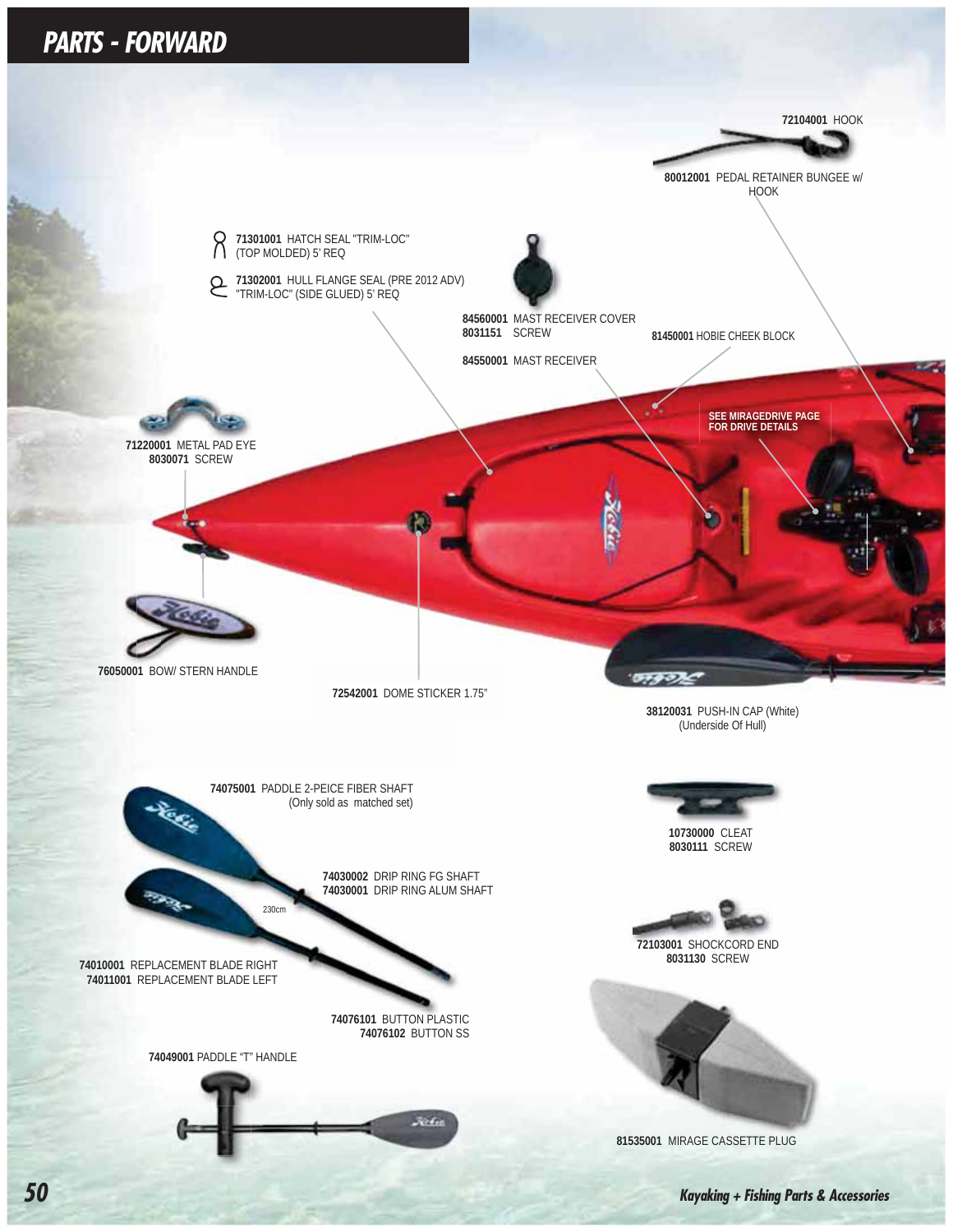# PARTS - FORWARD

**72104001** HOOK

**80012001** PEDAL RETAINER BUNGEE w/ HOOK

**71301001** HATCH SEAL "TRIM-LOC" (TOP MOLDED) 5' REQ

**71302001** HULL FLANGE SEAL (PRE 2012 ADV) "TRIM-LOC" (SIDE GLUED) 5' REQ

**84560001** MAST RECEIVER COVER
**8031151** SCREW

**81450001** HOBIE CHEEK BLOCK

**84550001** MAST RECEIVER

**SEE MIRAGEDRIVE PAGE FOR DRIVE DETAILS**

**71220001** METAL PAD EYE
**8030071** SCREW

**76050001** BOW/ STERN HANDLE

**72542001** DOME STICKER 1.75"

**38120031** PUSH-IN CAP (White) (Underside Of Hull)

**74075001** PADDLE 2-PEICE FIBER SHAFT (Only sold as matched set)

**10730000** CLEAT
**8030111** SCREW

**74030002** DRIP RING FG SHAFT
**74030001** DRIP RING ALUM SHAFT

230cm

**72103001** SHOCKCORD END
**8031130** SCREW

**74010001** REPLACEMENT BLADE RIGHT
**74011001** REPLACEMENT BLADE LEFT

**74076101** BUTTON PLASTIC
**74076102** BUTTON SS

**74049001** PADDLE "T" HANDLE

**81535001** MIRAGE CASSETTE PLUG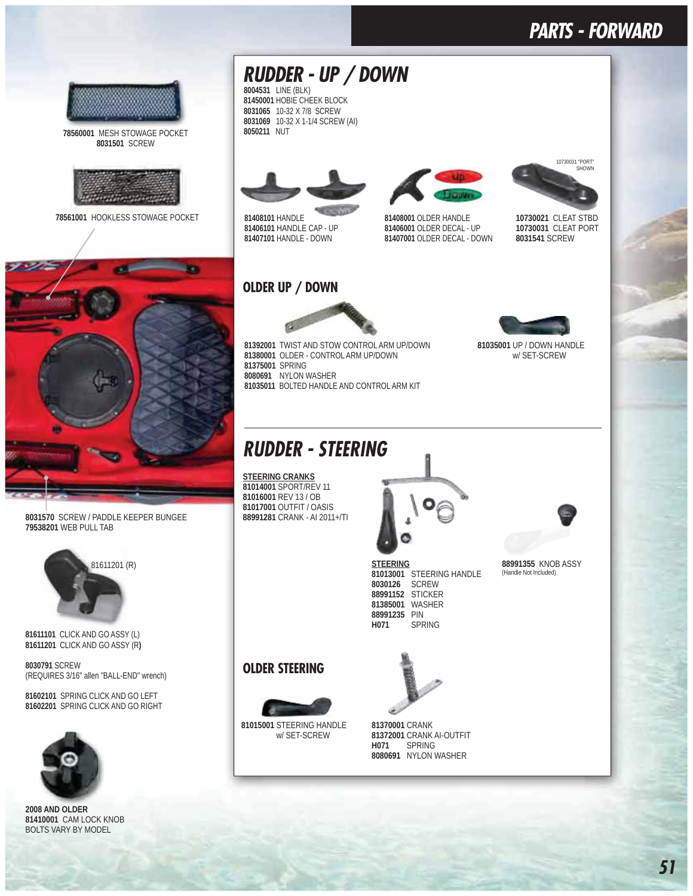# PARTS - FORWARD

**78560001** MESH STOWAGE POCKET
**8031501** SCREW

**78561001** HOOKLESS STOWAGE POCKET

**8031570** SCREW / PADDLE KEEPER BUNGEE
**79538201** WEB PULL TAB

81611201 (R)

**81611101** CLICK AND GO ASSY (L)
**81611201** CLICK AND GO ASSY (R)

**8030791** SCREW
(REQUIRES 3/16" allen "BALL-END" wrench)

**81602101** SPRING CLICK AND GO LEFT
**81602201** SPRING CLICK AND GO RIGHT

**2008 AND OLDER**
**81410001** CAM LOCK KNOB
BOLTS VARY BY MODEL

## RUDDER - UP / DOWN

**8004531** LINE (BLK)
**81450001** HOBIE CHEEK BLOCK
**8031065** 10-32 X 7/8 SCREW
**8031069** 10-32 X 1-1/4 SCREW (AI)
**8050211** NUT

**81408101** HANDLE
**81406101** HANDLE CAP - UP
**81407101** HANDLE - DOWN

**81408001** OLDER HANDLE
**81406001** OLDER DECAL - UP
**81407001** OLDER DECAL - DOWN

10730031 "PORT" SHOWN

**10730021** CLEAT STBD
**10730031** CLEAT PORT
**8031541** SCREW

### OLDER UP / DOWN

**81392001** TWIST AND STOW CONTROL ARM UP/DOWN
**81380001** OLDER - CONTROL ARM UP/DOWN
**81375001** SPRING
**8080691** NYLON WASHER
**81035011** BOLTED HANDLE AND CONTROL ARM KIT

**81035001** UP / DOWN HANDLE w/ SET-SCREW

## RUDDER - STEERING

**STEERING CRANKS**
**81014001** SPORT/REV 11
**81016001** REV 13 / OB
**81017001** OUTFIT / OASIS
**88991281** CRANK - AI 2011+/TI

**STEERING**
**81013001** STEERING HANDLE
**8030126** SCREW
**88991152** STICKER
**81385001** WASHER
**88991235** PIN
**H071** SPRING

**88991355** KNOB ASSY
(Handle Not Included)

### OLDER STEERING

**81015001** STEERING HANDLE w/ SET-SCREW

**81370001** CRANK
**81372001** CRANK AI-OUTFIT
**H071** SPRING
**8080691** NYLON WASHER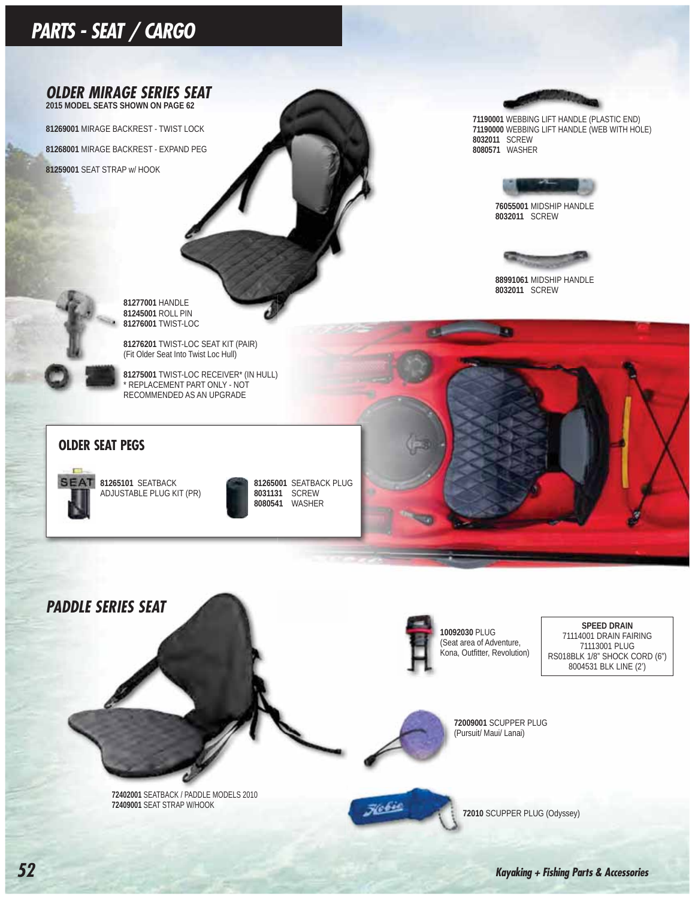# PARTS - SEAT / CARGO

## OLDER MIRAGE SERIES SEAT

**2015 MODEL SEATS SHOWN ON PAGE 62**

**81269001** MIRAGE BACKREST - TWIST LOCK

**81268001** MIRAGE BACKREST - EXPAND PEG

**81259001** SEAT STRAP w/ HOOK

**71190001** WEBBING LIFT HANDLE (PLASTIC END)
**71190000** WEBBING LIFT HANDLE (WEB WITH HOLE)
**8032011** SCREW
**8080571** WASHER

**76055001** MIDSHIP HANDLE
**8032011** SCREW

**88991061** MIDSHIP HANDLE
**8032011** SCREW

**81277001** HANDLE
**81245001** ROLL PIN
**81276001** TWIST-LOC

**81276201** TWIST-LOC SEAT KIT (PAIR)
(Fit Older Seat Into Twist Loc Hull)

**81275001** TWIST-LOC RECEIVER* (IN HULL)
* REPLACEMENT PART ONLY - NOT RECOMMENDED AS AN UPGRADE

### OLDER SEAT PEGS

**81265101** SEATBACK ADJUSTABLE PLUG KIT (PR)

**81265001** SEATBACK PLUG
**8031131** SCREW
**8080541** WASHER

## PADDLE SERIES SEAT

**72402001** SEATBACK / PADDLE MODELS 2010
**72409001** SEAT STRAP W/HOOK

**10092030** PLUG
(Seat area of Adventure, Kona, Outfitter, Revolution)

**SPEED DRAIN**
71114001 DRAIN FAIRING
71113001 PLUG
RS018BLK 1/8" SHOCK CORD (6")
8004531 BLK LINE (2')

**72009001** SCUPPER PLUG
(Pursuit/ Maui/ Lanai)

**72010** SCUPPER PLUG (Odyssey)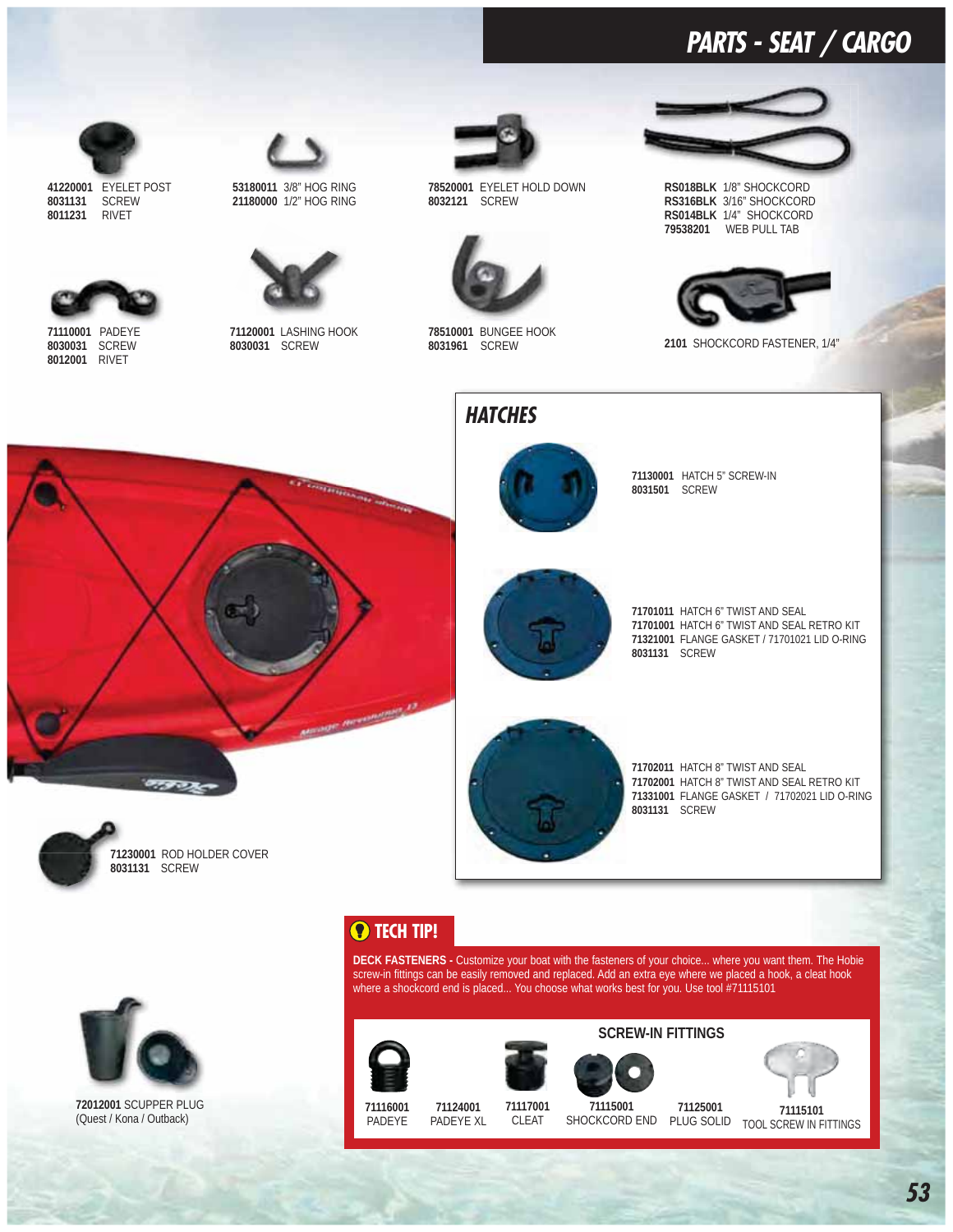# PARTS - SEAT / CARGO

**41220001** EYELET POST
**8031131** SCREW
**8011231** RIVET

**53180011** 3/8" HOG RING
**21180000** 1/2" HOG RING

**78520001** EYELET HOLD DOWN
**8032121** SCREW

**RS018BLK** 1/8" SHOCKCORD
**RS316BLK** 3/16" SHOCKCORD
**RS014BLK** 1/4" SHOCKCORD
**79538201** WEB PULL TAB

**71110001** PADEYE
**8030031** SCREW
**8012001** RIVET

**71120001** LASHING HOOK
**8030031** SCREW

**78510001** BUNGEE HOOK
**8031961** SCREW

**2101** SHOCKCORD FASTENER, 1/4"

## HATCHES

**71130001** HATCH 5" SCREW-IN
**8031501** SCREW

**71701011** HATCH 6" TWIST AND SEAL
**71701001** HATCH 6" TWIST AND SEAL RETRO KIT
**71321001** FLANGE GASKET / 71701021 LID O-RING
**8031131** SCREW

**71702011** HATCH 8" TWIST AND SEAL
**71702001** HATCH 8" TWIST AND SEAL RETRO KIT
**71331001** FLANGE GASKET / 71702021 LID O-RING
**8031131** SCREW

**71230001** ROD HOLDER COVER
**8031131** SCREW

**72012001** SCUPPER PLUG
(Quest / Kona / Outback)

## TECH TIP!

**DECK FASTENERS -** Customize your boat with the fasteners of your choice... where you want them. The Hobie screw-in fittings can be easily removed and replaced. Add an extra eye where we placed a hook, a cleat hook where a shockcord end is placed... You choose what works best for you. Use tool #71115101

### SCREW-IN FITTINGS

**71116001** PADEYE
**71124001** PADEYE XL
**71117001** CLEAT
**71115001** SHOCKCORD END
**71125001** PLUG SOLID
**71115101** TOOL SCREW IN FITTINGS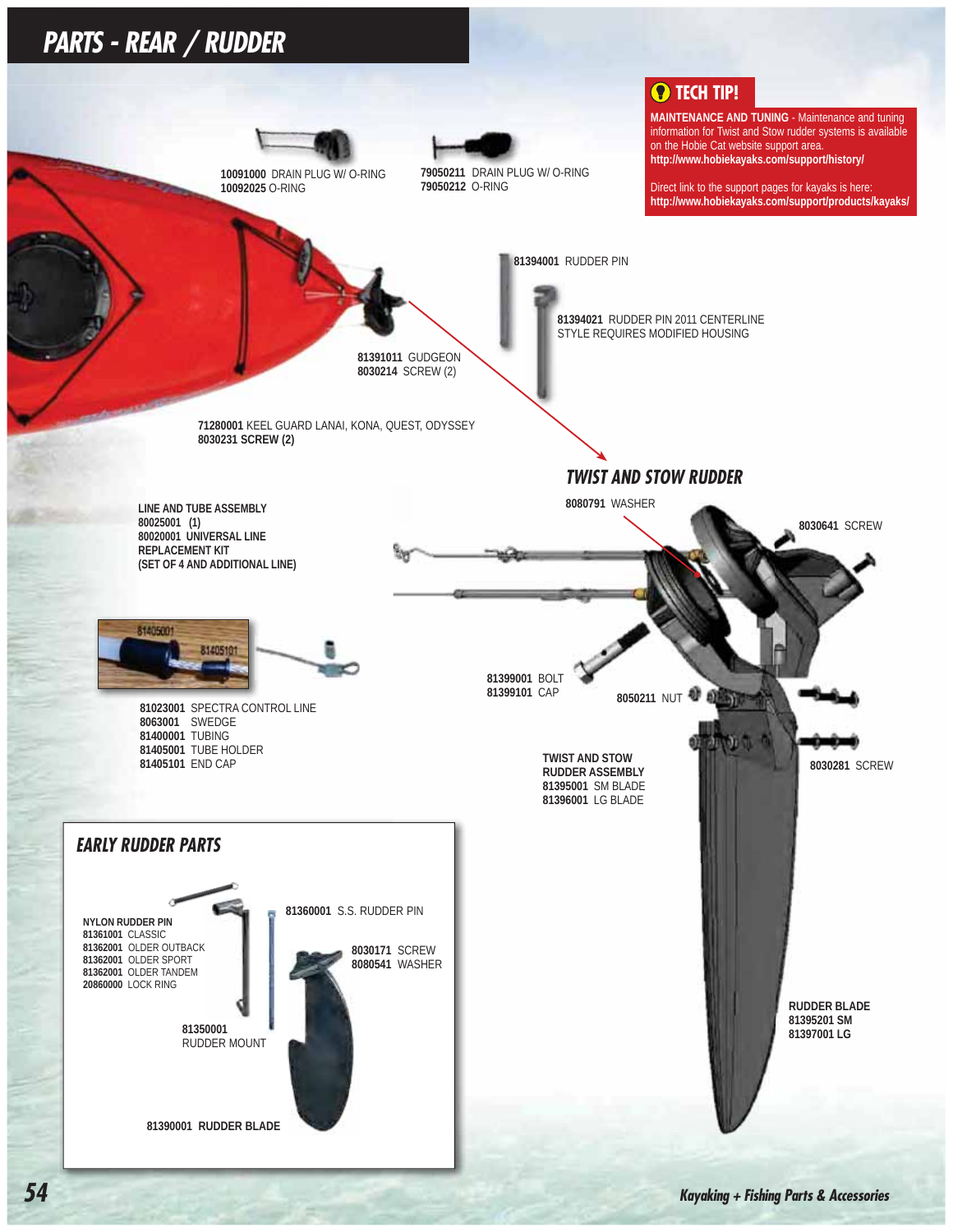# PARTS - REAR / RUDDER

**10091000** DRAIN PLUG W/ O-RING
**10092025** O-RING

**79050211** DRAIN PLUG W/ O-RING
**79050212** O-RING

## TECH TIP!

**MAINTENANCE AND TUNING** - Maintenance and tuning information for Twist and Stow rudder systems is available on the Hobie Cat website support area.
**http://www.hobiekayaks.com/support/history/**

Direct link to the support pages for kayaks is here:
**http://www.hobiekayaks.com/support/products/kayaks/**

**81394001** RUDDER PIN

**81394021** RUDDER PIN 2011 CENTERLINE STYLE REQUIRES MODIFIED HOUSING

**81391011** GUDGEON
**8030214** SCREW (2)

**71280001** KEEL GUARD LANAI, KONA, QUEST, ODYSSEY
**8030231 SCREW (2)**

## TWIST AND STOW RUDDER

**8080791** WASHER

**8030641** SCREW

**LINE AND TUBE ASSEMBLY**
**80025001 (1)**
**80020001 UNIVERSAL LINE REPLACEMENT KIT (SET OF 4 AND ADDITIONAL LINE)**

81405001
81405101

**81023001** SPECTRA CONTROL LINE
**8063001** SWEDGE
**81400001** TUBING
**81405001** TUBE HOLDER
**81405101** END CAP

**81399001** BOLT
**81399101** CAP

**8050211** NUT

**TWIST AND STOW RUDDER ASSEMBLY**
**81395001** SM BLADE
**81396001** LG BLADE

**8030281** SCREW

**RUDDER BLADE**
**81395201 SM**
**81397001 LG**

## EARLY RUDDER PARTS

**NYLON RUDDER PIN**
**81361001** CLASSIC
**81362001** OLDER OUTBACK
**81362001** OLDER SPORT
**81362001** OLDER TANDEM
**20860000** LOCK RING

**81360001** S.S. RUDDER PIN

**8030171** SCREW
**8080541** WASHER

**81350001**
RUDDER MOUNT

**81390001 RUDDER BLADE**

*Kayaking + Fishing Parts & Accessories*